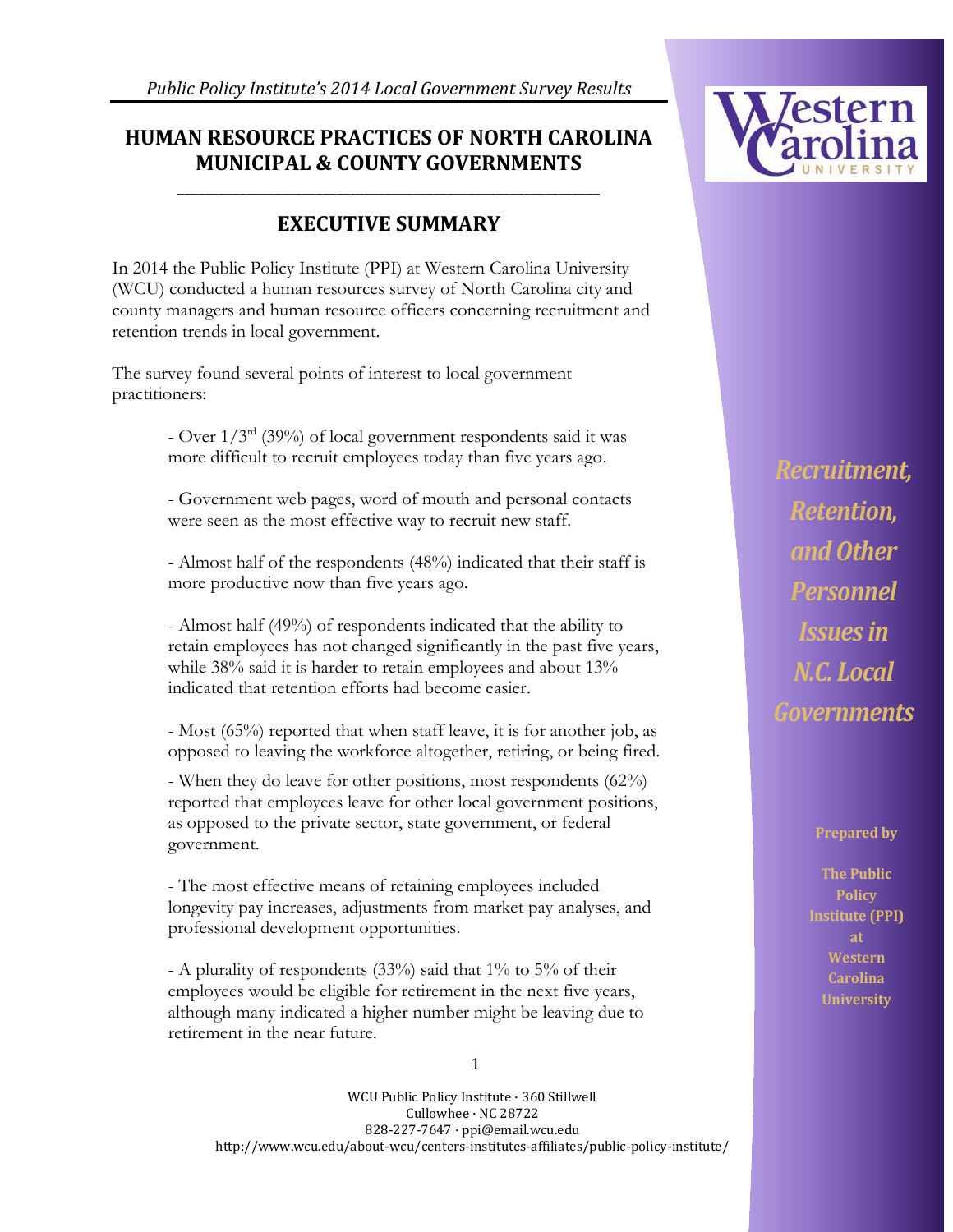# HUMAN RESOURCE PRACTICES OF NORTH CAROLINA MUNICIPAL & COUNTY GOVERNMENTS

## EXECUTIVE SUMMARY

In 2014 the Public Policy Institute (PPI) at Western Carolina University (WCU) conducted a human resources survey of North Carolina city and county managers and human resource officers concerning recruitment and retention trends in local government.

The survey found several points of interest to local government practitioners:

- Over 1/3rd (39%) of local government respondents said it was more difficult to recruit employees today than five years ago.

- Government web pages, word of mouth and personal contacts were seen as the most effective way to recruit new staff.

- Almost half of the respondents (48%) indicated that their staff is more productive now than five years ago.

- Almost half (49%) of respondents indicated that the ability to retain employees has not changed significantly in the past five years, while 38% said it is harder to retain employees and about 13% indicated that retention efforts had become easier.

- Most (65%) reported that when staff leave, it is for another job, as opposed to leaving the workforce altogether, retiring, or being fired.

- When they do leave for other positions, most respondents (62%) reported that employees leave for other local government positions, as opposed to the private sector, state government, or federal government.

- The most effective means of retaining employees included longevity pay increases, adjustments from market pay analyses, and professional development opportunities.

- A plurality of respondents (33%) said that 1% to 5% of their employees would be eligible for retirement in the next five years, although many indicated a higher number might be leaving due to retirement in the near future.

*Recruitment, Retention, and Other Personnel Issues in N.C. Local Governments*

**Prepared by**

**The Public Policy Institute (PPI) at Western Carolina University**

WCU Public Policy Institute · 360 Stillwell
Cullowhee · NC 28722
828-227-7647 · ppi@email.wcu.edu
http://www.wcu.edu/about-wcu/centers-institutes-affiliates/public-policy-institute/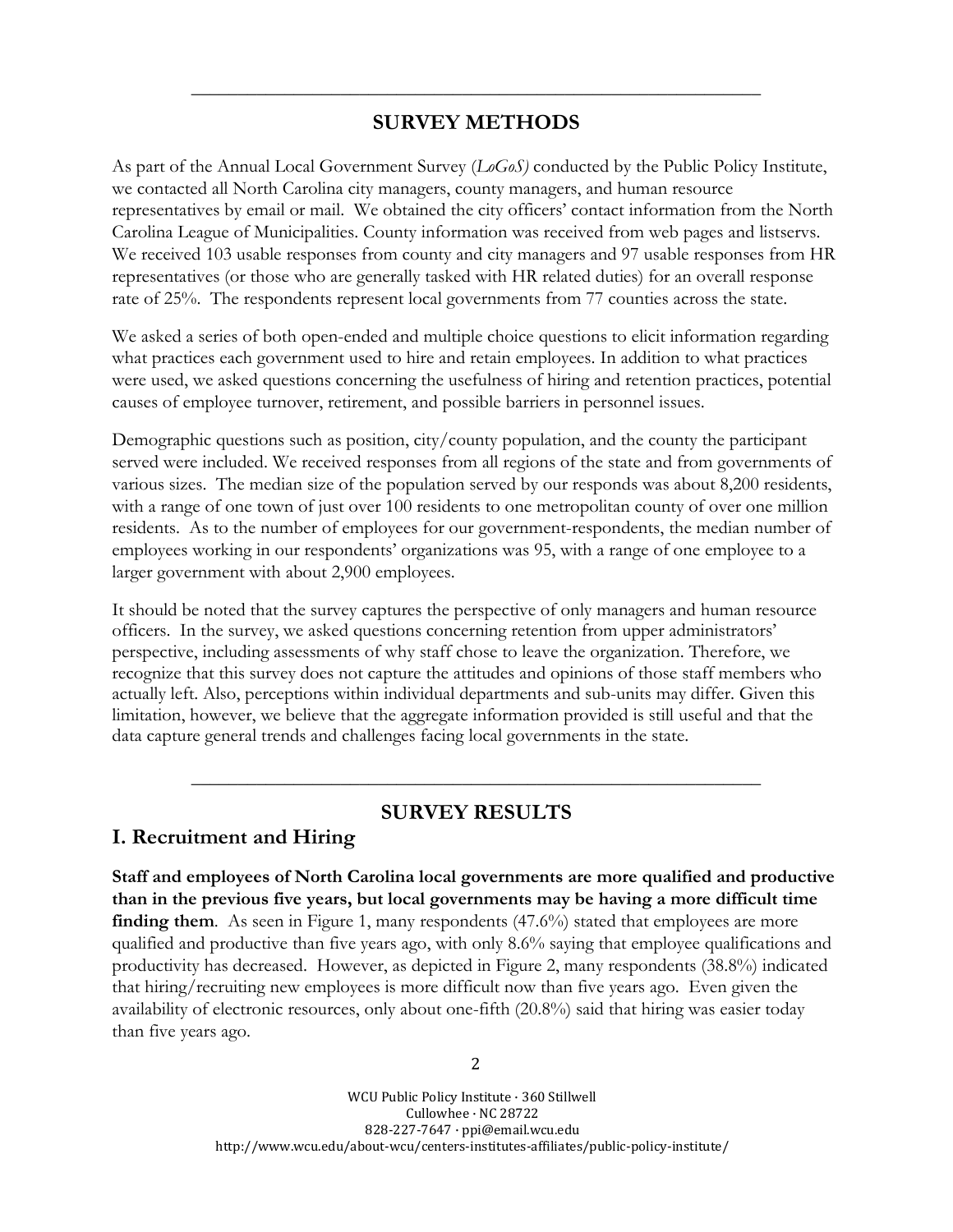## SURVEY METHODS

As part of the Annual Local Government Survey (*LoGoS)* conducted by the Public Policy Institute, we contacted all North Carolina city managers, county managers, and human resource representatives by email or mail. We obtained the city officers' contact information from the North Carolina League of Municipalities. County information was received from web pages and listservs. We received 103 usable responses from county and city managers and 97 usable responses from HR representatives (or those who are generally tasked with HR related duties) for an overall response rate of 25%. The respondents represent local governments from 77 counties across the state.

We asked a series of both open-ended and multiple choice questions to elicit information regarding what practices each government used to hire and retain employees. In addition to what practices were used, we asked questions concerning the usefulness of hiring and retention practices, potential causes of employee turnover, retirement, and possible barriers in personnel issues.

Demographic questions such as position, city/county population, and the county the participant served were included. We received responses from all regions of the state and from governments of various sizes. The median size of the population served by our responds was about 8,200 residents, with a range of one town of just over 100 residents to one metropolitan county of over one million residents. As to the number of employees for our government-respondents, the median number of employees working in our respondents' organizations was 95, with a range of one employee to a larger government with about 2,900 employees.

It should be noted that the survey captures the perspective of only managers and human resource officers. In the survey, we asked questions concerning retention from upper administrators' perspective, including assessments of why staff chose to leave the organization. Therefore, we recognize that this survey does not capture the attitudes and opinions of those staff members who actually left. Also, perceptions within individual departments and sub-units may differ. Given this limitation, however, we believe that the aggregate information provided is still useful and that the data capture general trends and challenges facing local governments in the state.

## SURVEY RESULTS

### I. Recruitment and Hiring

**Staff and employees of North Carolina local governments are more qualified and productive than in the previous five years, but local governments may be having a more difficult time finding them**. As seen in Figure 1, many respondents (47.6%) stated that employees are more qualified and productive than five years ago, with only 8.6% saying that employee qualifications and productivity has decreased. However, as depicted in Figure 2, many respondents (38.8%) indicated that hiring/recruiting new employees is more difficult now than five years ago. Even given the availability of electronic resources, only about one-fifth (20.8%) said that hiring was easier today than five years ago.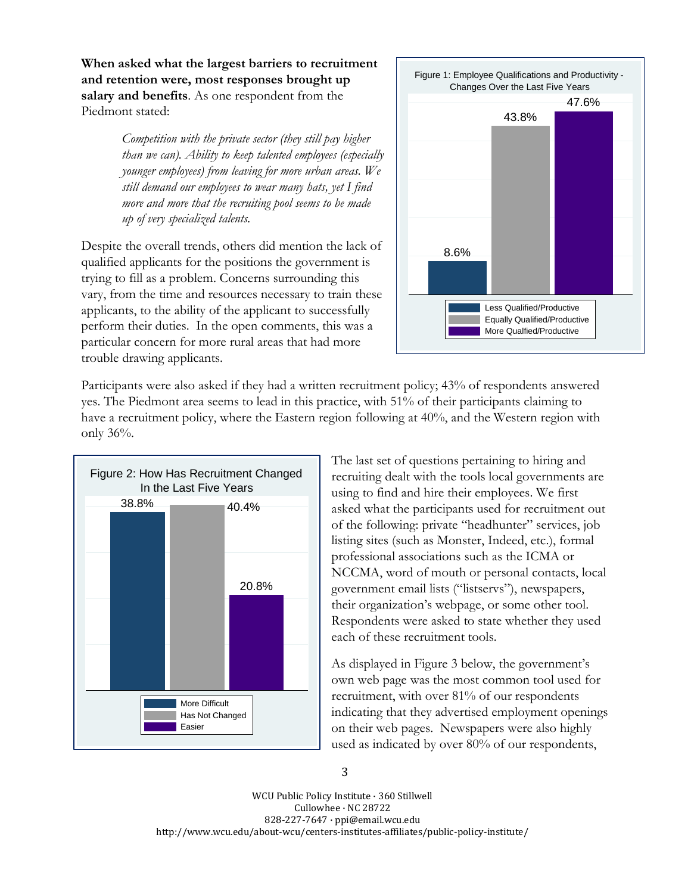**When asked what the largest barriers to recruitment and retention were, most responses brought up salary and benefits**. As one respondent from the Piedmont stated:

> *Competition with the private sector (they still pay higher than we can). Ability to keep talented employees (especially younger employees) from leaving for more urban areas. We still demand our employees to wear many hats, yet I find more and more that the recruiting pool seems to be made up of very specialized talents.*

Despite the overall trends, others did mention the lack of qualified applicants for the positions the government is trying to fill as a problem. Concerns surrounding this vary, from the time and resources necessary to train these applicants, to the ability of the applicant to successfully perform their duties. In the open comments, this was a particular concern for more rural areas that had more trouble drawing applicants.

Figure 1: Employee Qualifications and Productivity - Changes Over the Last Five Years

8.6%
43.8%
47.6%

Less Qualified/Productive
Equally Qualified/Productive
More Qualfied/Productive

Participants were also asked if they had a written recruitment policy; 43% of respondents answered yes. The Piedmont area seems to lead in this practice, with 51% of their participants claiming to have a recruitment policy, where the Eastern region following at 40%, and the Western region with only 36%.

Figure 2: How Has Recruitment Changed In the Last Five Years

38.8%
40.4%
20.8%

More Difficult
Has Not Changed
Easier

The last set of questions pertaining to hiring and recruiting dealt with the tools local governments are using to find and hire their employees. We first asked what the participants used for recruitment out of the following: private "headhunter" services, job listing sites (such as Monster, Indeed, etc.), formal professional associations such as the ICMA or NCCMA, word of mouth or personal contacts, local government email lists ("listservs"), newspapers, their organization's webpage, or some other tool. Respondents were asked to state whether they used each of these recruitment tools.

As displayed in Figure 3 below, the government's own web page was the most common tool used for recruitment, with over 81% of our respondents indicating that they advertised employment openings on their web pages. Newspapers were also highly used as indicated by over 80% of our respondents,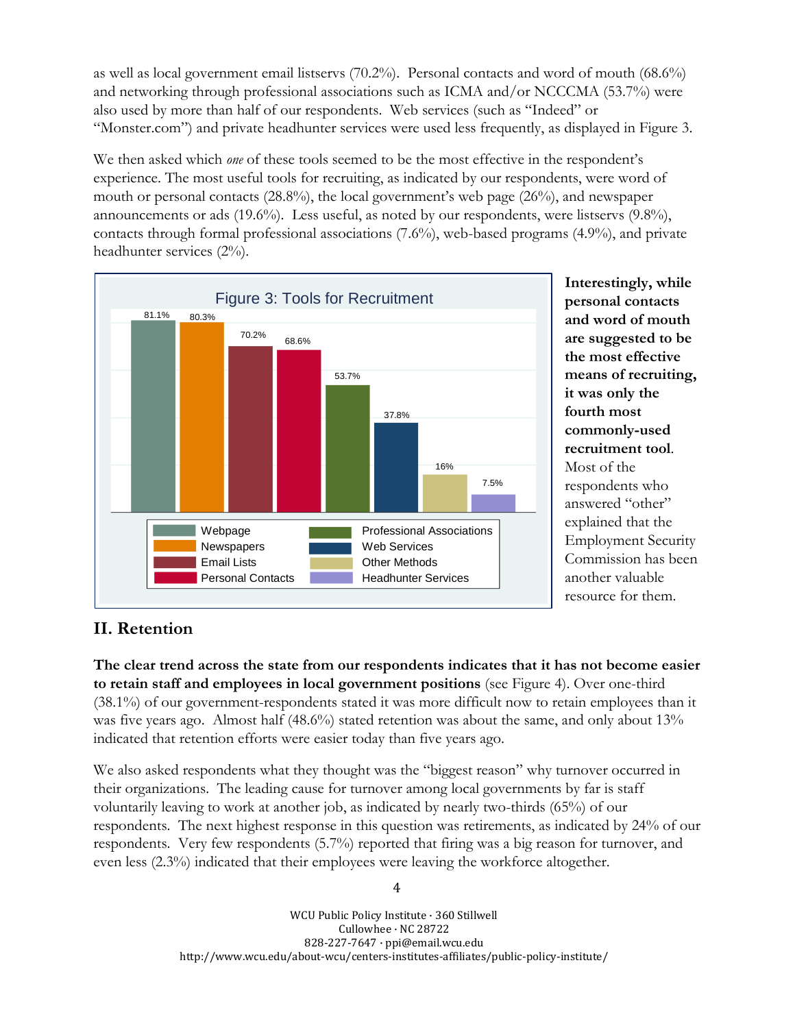as well as local government email listservs (70.2%). Personal contacts and word of mouth (68.6%) and networking through professional associations such as ICMA and/or NCCCMA (53.7%) were also used by more than half of our respondents. Web services (such as "Indeed" or "Monster.com") and private headhunter services were used less frequently, as displayed in Figure 3.

We then asked which *one* of these tools seemed to be the most effective in the respondent's experience. The most useful tools for recruiting, as indicated by our respondents, were word of mouth or personal contacts (28.8%), the local government's web page (26%), and newspaper announcements or ads (19.6%). Less useful, as noted by our respondents, were listservs (9.8%), contacts through formal professional associations (7.6%), web-based programs (4.9%), and private headhunter services (2%).

Figure 3: Tools for Recruitment

81.1%
80.3%
70.2%
68.6%
53.7%
37.8%
16%
7.5%

Webpage
Newspapers
Email Lists
Personal Contacts
Professional Associations
Web Services
Other Methods
Headhunter Services

**Interestingly, while personal contacts and word of mouth are suggested to be the most effective means of recruiting, it was only the fourth most commonly-used recruitment tool.** Most of the respondents who answered "other" explained that the Employment Security Commission has been another valuable resource for them.

## II. Retention

**The clear trend across the state from our respondents indicates that it has not become easier to retain staff and employees in local government positions** (see Figure 4). Over one-third (38.1%) of our government-respondents stated it was more difficult now to retain employees than it was five years ago. Almost half (48.6%) stated retention was about the same, and only about 13% indicated that retention efforts were easier today than five years ago.

We also asked respondents what they thought was the "biggest reason" why turnover occurred in their organizations. The leading cause for turnover among local governments by far is staff voluntarily leaving to work at another job, as indicated by nearly two-thirds (65%) of our respondents. The next highest response in this question was retirements, as indicated by 24% of our respondents. Very few respondents (5.7%) reported that firing was a big reason for turnover, and even less (2.3%) indicated that their employees were leaving the workforce altogether.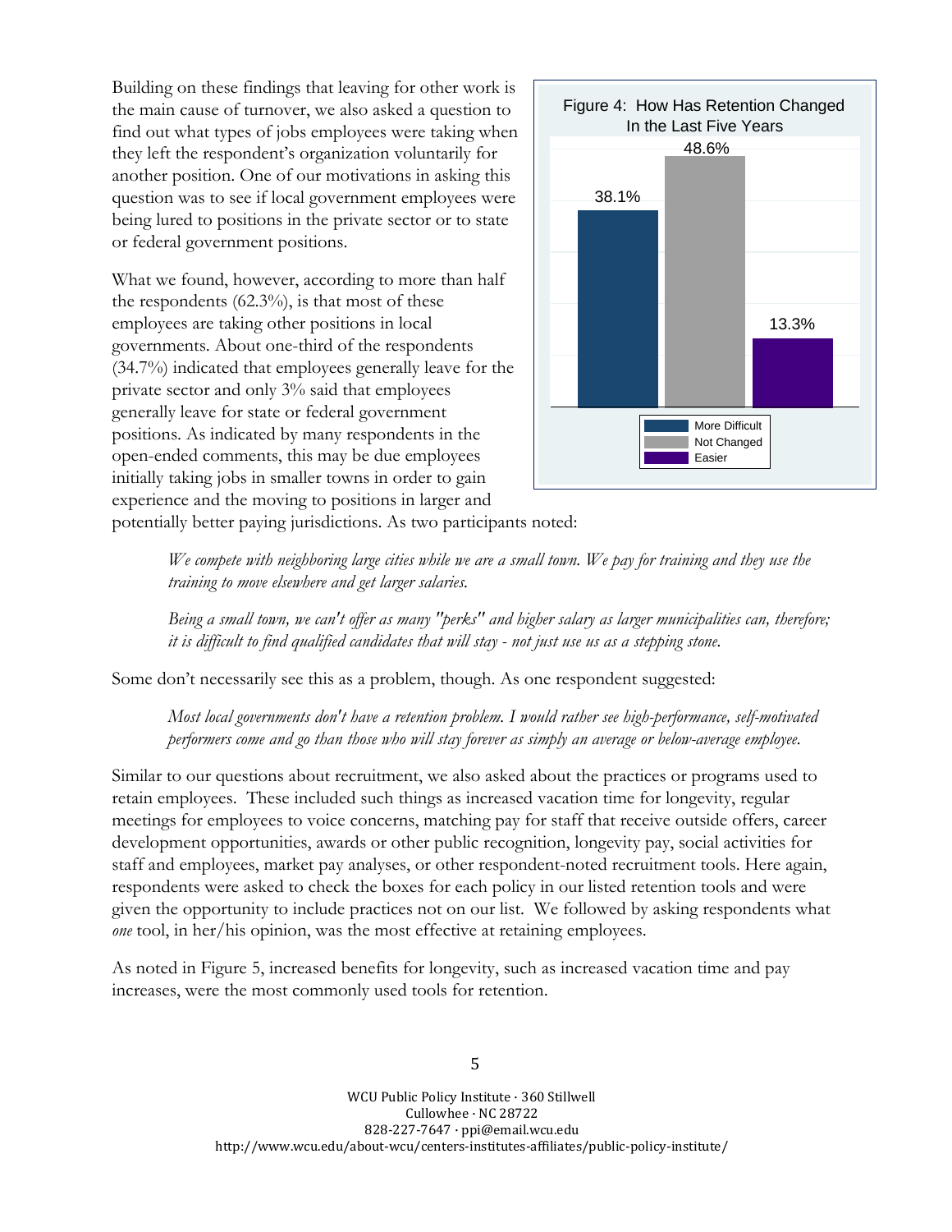Building on these findings that leaving for other work is the main cause of turnover, we also asked a question to find out what types of jobs employees were taking when they left the respondent's organization voluntarily for another position. One of our motivations in asking this question was to see if local government employees were being lured to positions in the private sector or to state or federal government positions.

What we found, however, according to more than half the respondents (62.3%), is that most of these employees are taking other positions in local governments. About one-third of the respondents (34.7%) indicated that employees generally leave for the private sector and only 3% said that employees generally leave for state or federal government positions. As indicated by many respondents in the open-ended comments, this may be due employees initially taking jobs in smaller towns in order to gain experience and the moving to positions in larger and potentially better paying jurisdictions. As two participants noted:

Figure 4: How Has Retention Changed In the Last Five Years

38.1%
48.6%
13.3%

More Difficult
Not Changed
Easier

> *We compete with neighboring large cities while we are a small town. We pay for training and they use the training to move elsewhere and get larger salaries.*

> *Being a small town, we can't offer as many "perks" and higher salary as larger municipalities can, therefore; it is difficult to find qualified candidates that will stay - not just use us as a stepping stone.*

Some don't necessarily see this as a problem, though. As one respondent suggested:

> *Most local governments don't have a retention problem. I would rather see high-performance, self-motivated performers come and go than those who will stay forever as simply an average or below-average employee.*

Similar to our questions about recruitment, we also asked about the practices or programs used to retain employees. These included such things as increased vacation time for longevity, regular meetings for employees to voice concerns, matching pay for staff that receive outside offers, career development opportunities, awards or other public recognition, longevity pay, social activities for staff and employees, market pay analyses, or other respondent-noted recruitment tools. Here again, respondents were asked to check the boxes for each policy in our listed retention tools and were given the opportunity to include practices not on our list. We followed by asking respondents what *one* tool, in her/his opinion, was the most effective at retaining employees.

As noted in Figure 5, increased benefits for longevity, such as increased vacation time and pay increases, were the most commonly used tools for retention.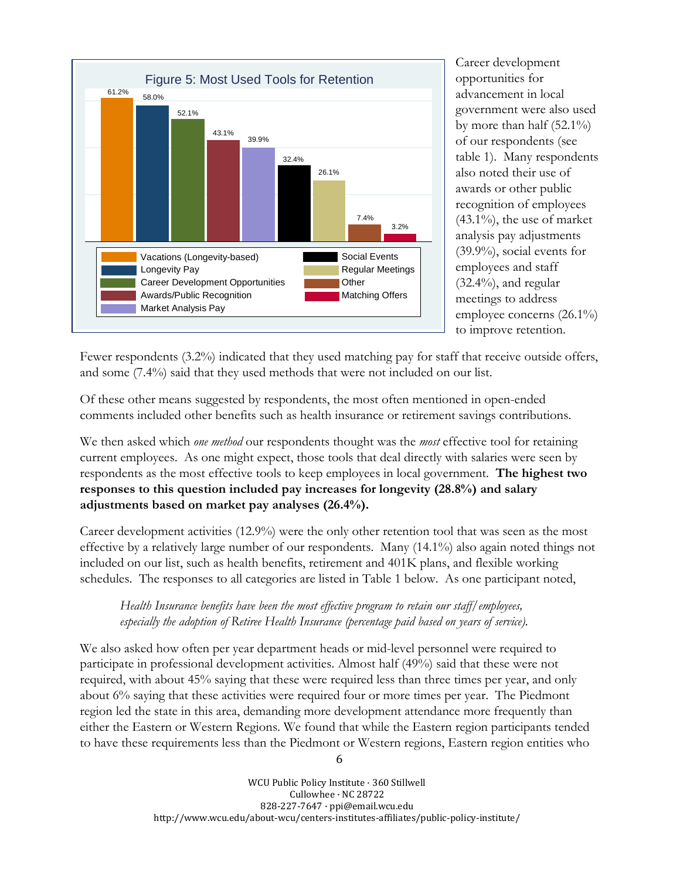Figure 5: Most Used Tools for Retention

61.2%
58.0%
52.1%
43.1%
39.9%
32.4%
26.1%
7.4%
3.2%

Vacations (Longevity-based)
Longevity Pay
Career Development Opportunities
Awards/Public Recognition
Market Analysis Pay
Social Events
Regular Meetings
Other
Matching Offers

Career development opportunities for advancement in local government were also used by more than half (52.1%) of our respondents (see table 1). Many respondents also noted their use of awards or other public recognition of employees (43.1%), the use of market analysis pay adjustments (39.9%), social events for employees and staff (32.4%), and regular meetings to address employee concerns (26.1%) to improve retention.

Fewer respondents (3.2%) indicated that they used matching pay for staff that receive outside offers, and some (7.4%) said that they used methods that were not included on our list.

Of these other means suggested by respondents, the most often mentioned in open-ended comments included other benefits such as health insurance or retirement savings contributions.

We then asked which *one method* our respondents thought was the *most* effective tool for retaining current employees. As one might expect, those tools that deal directly with salaries were seen by respondents as the most effective tools to keep employees in local government. **The highest two responses to this question included pay increases for longevity (28.8%) and salary adjustments based on market pay analyses (26.4%).**

Career development activities (12.9%) were the only other retention tool that was seen as the most effective by a relatively large number of our respondents. Many (14.1%) also again noted things not included on our list, such as health benefits, retirement and 401K plans, and flexible working schedules. The responses to all categories are listed in Table 1 below. As one participant noted,

> *Health Insurance benefits have been the most effective program to retain our staff/employees, especially the adoption of Retiree Health Insurance (percentage paid based on years of service).*

We also asked how often per year department heads or mid-level personnel were required to participate in professional development activities. Almost half (49%) said that these were not required, with about 45% saying that these were required less than three times per year, and only about 6% saying that these activities were required four or more times per year. The Piedmont region led the state in this area, demanding more development attendance more frequently than either the Eastern or Western Regions. We found that while the Eastern region participants tended to have these requirements less than the Piedmont or Western regions, Eastern region entities who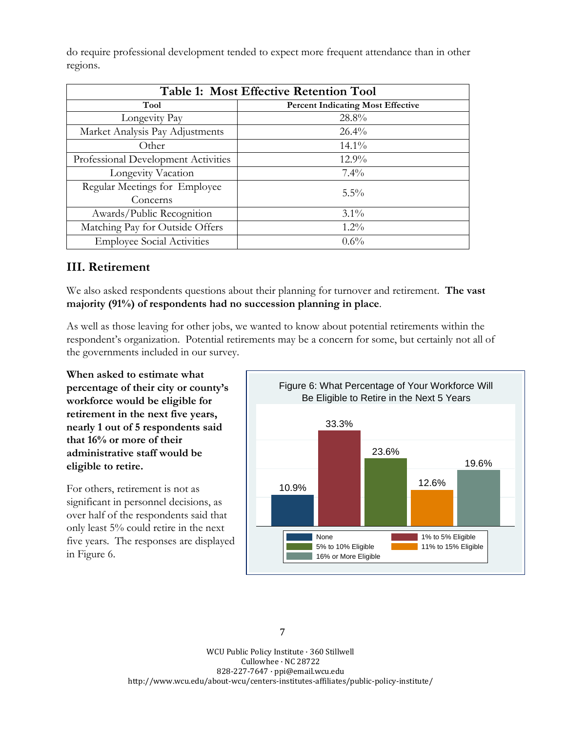do require professional development tended to expect more frequent attendance than in other regions.

| Table 1: Most Effective Retention Tool | |
|---|---|
| **Tool** | **Percent Indicating Most Effective** |
| Longevity Pay | 28.8% |
| Market Analysis Pay Adjustments | 26.4% |
| Other | 14.1% |
| Professional Development Activities | 12.9% |
| Longevity Vacation | 7.4% |
| Regular Meetings for Employee Concerns | 5.5% |
| Awards/Public Recognition | 3.1% |
| Matching Pay for Outside Offers | 1.2% |
| Employee Social Activities | 0.6% |

## III. Retirement

We also asked respondents questions about their planning for turnover and retirement. **The vast majority (91%) of respondents had no succession planning in place**.

As well as those leaving for other jobs, we wanted to know about potential retirements within the respondent's organization. Potential retirements may be a concern for some, but certainly not all of the governments included in our survey.

**When asked to estimate what percentage of their city or county's workforce would be eligible for retirement in the next five years, nearly 1 out of 5 respondents said that 16% or more of their administrative staff would be eligible to retire.**

For others, retirement is not as significant in personnel decisions, as over half of the respondents said that only least 5% could retire in the next five years. The responses are displayed in Figure 6.

Figure 6: What Percentage of Your Workforce Will Be Eligible to Retire in the Next 5 Years

10.9%
33.3%
23.6%
12.6%
19.6%

None
1% to 5% Eligible
5% to 10% Eligible
11% to 15% Eligible
16% or More Eligible

WCU Public Policy Institute · 360 Stillwell
Cullowhee · NC 28722
828-227-7647 · ppi@email.wcu.edu
http://www.wcu.edu/about-wcu/centers-institutes-affiliates/public-policy-institute/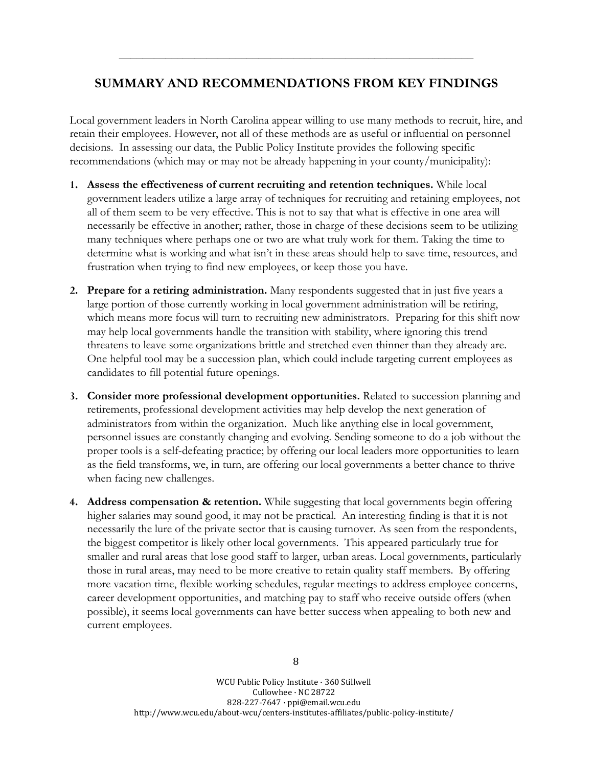## SUMMARY AND RECOMMENDATIONS FROM KEY FINDINGS

Local government leaders in North Carolina appear willing to use many methods to recruit, hire, and retain their employees. However, not all of these methods are as useful or influential on personnel decisions. In assessing our data, the Public Policy Institute provides the following specific recommendations (which may or may not be already happening in your county/municipality):

1. **Assess the effectiveness of current recruiting and retention techniques.** While local government leaders utilize a large array of techniques for recruiting and retaining employees, not all of them seem to be very effective. This is not to say that what is effective in one area will necessarily be effective in another; rather, those in charge of these decisions seem to be utilizing many techniques where perhaps one or two are what truly work for them. Taking the time to determine what is working and what isn't in these areas should help to save time, resources, and frustration when trying to find new employees, or keep those you have.

2. **Prepare for a retiring administration.** Many respondents suggested that in just five years a large portion of those currently working in local government administration will be retiring, which means more focus will turn to recruiting new administrators. Preparing for this shift now may help local governments handle the transition with stability, where ignoring this trend threatens to leave some organizations brittle and stretched even thinner than they already are. One helpful tool may be a succession plan, which could include targeting current employees as candidates to fill potential future openings.

3. **Consider more professional development opportunities.** Related to succession planning and retirements, professional development activities may help develop the next generation of administrators from within the organization. Much like anything else in local government, personnel issues are constantly changing and evolving. Sending someone to do a job without the proper tools is a self-defeating practice; by offering our local leaders more opportunities to learn as the field transforms, we, in turn, are offering our local governments a better chance to thrive when facing new challenges.

4. **Address compensation & retention.** While suggesting that local governments begin offering higher salaries may sound good, it may not be practical. An interesting finding is that it is not necessarily the lure of the private sector that is causing turnover. As seen from the respondents, the biggest competitor is likely other local governments. This appeared particularly true for smaller and rural areas that lose good staff to larger, urban areas. Local governments, particularly those in rural areas, may need to be more creative to retain quality staff members. By offering more vacation time, flexible working schedules, regular meetings to address employee concerns, career development opportunities, and matching pay to staff who receive outside offers (when possible), it seems local governments can have better success when appealing to both new and current employees.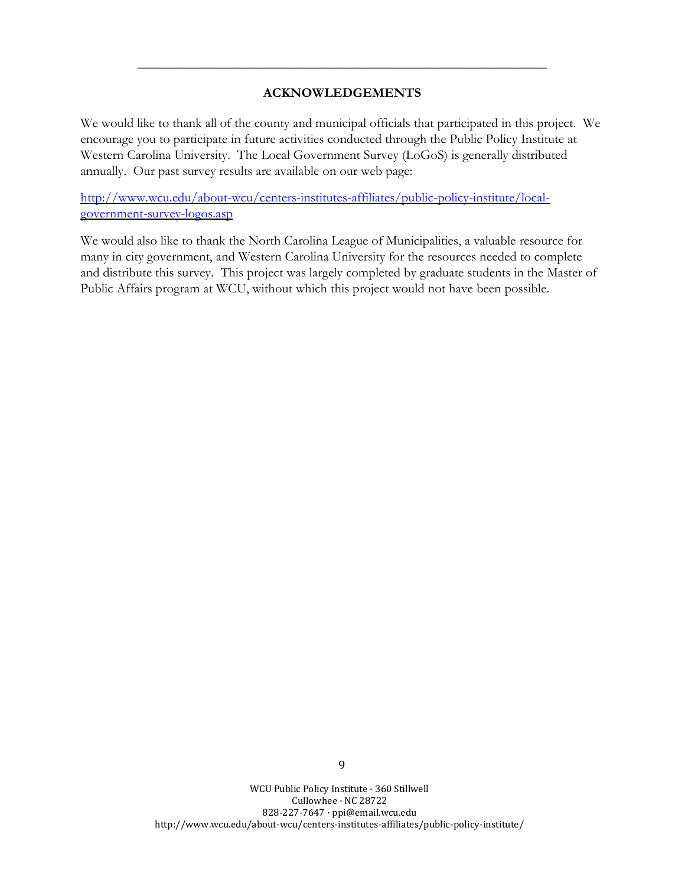## ACKNOWLEDGEMENTS

We would like to thank all of the county and municipal officials that participated in this project. We encourage you to participate in future activities conducted through the Public Policy Institute at Western Carolina University. The Local Government Survey (LoGoS) is generally distributed annually. Our past survey results are available on our web page:

http://www.wcu.edu/about-wcu/centers-institutes-affiliates/public-policy-institute/local-government-survey-logos.asp

We would also like to thank the North Carolina League of Municipalities, a valuable resource for many in city government, and Western Carolina University for the resources needed to complete and distribute this survey. This project was largely completed by graduate students in the Master of Public Affairs program at WCU, without which this project would not have been possible.